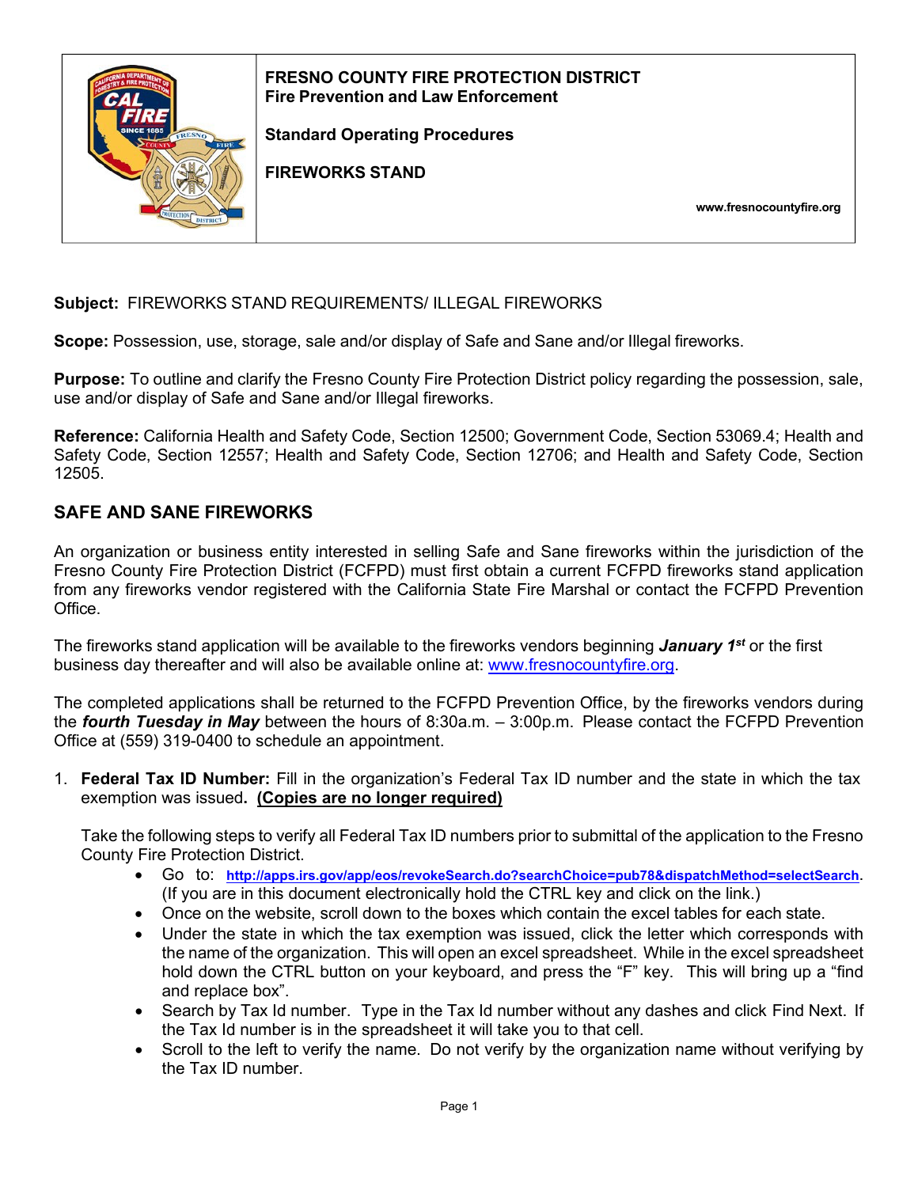**FRESNO COUNTY FIRE PROTECTION DISTRICT**
**Fire Prevention and Law Enforcement**

**Standard Operating Procedures**

**FIREWORKS STAND**

www.fresnocountyfire.org

**Subject:** FIREWORKS STAND REQUIREMENTS/ ILLEGAL FIREWORKS

**Scope:** Possession, use, storage, sale and/or display of Safe and Sane and/or Illegal fireworks.

**Purpose:** To outline and clarify the Fresno County Fire Protection District policy regarding the possession, sale, use and/or display of Safe and Sane and/or Illegal fireworks.

**Reference:** California Health and Safety Code, Section 12500; Government Code, Section 53069.4; Health and Safety Code, Section 12557; Health and Safety Code, Section 12706; and Health and Safety Code, Section 12505.

## SAFE AND SANE FIREWORKS

An organization or business entity interested in selling Safe and Sane fireworks within the jurisdiction of the Fresno County Fire Protection District (FCFPD) must first obtain a current FCFPD fireworks stand application from any fireworks vendor registered with the California State Fire Marshal or contact the FCFPD Prevention Office.

The fireworks stand application will be available to the fireworks vendors beginning ***January 1st*** or the first business day thereafter and will also be available online at: www.fresnocountyfire.org.

The completed applications shall be returned to the FCFPD Prevention Office, by the fireworks vendors during the ***fourth Tuesday in May*** between the hours of 8:30a.m. – 3:00p.m. Please contact the FCFPD Prevention Office at (559) 319-0400 to schedule an appointment.

1. **Federal Tax ID Number:** Fill in the organization's Federal Tax ID number and the state in which the tax exemption was issued**.** **(Copies are no longer required)**

   Take the following steps to verify all Federal Tax ID numbers prior to submittal of the application to the Fresno County Fire Protection District.

   - Go to: **http://apps.irs.gov/app/eos/revokeSearch.do?searchChoice=pub78&dispatchMethod=selectSearch**. (If you are in this document electronically hold the CTRL key and click on the link.)
   - Once on the website, scroll down to the boxes which contain the excel tables for each state.
   - Under the state in which the tax exemption was issued, click the letter which corresponds with the name of the organization. This will open an excel spreadsheet. While in the excel spreadsheet hold down the CTRL button on your keyboard, and press the "F" key. This will bring up a "find and replace box".
   - Search by Tax Id number. Type in the Tax Id number without any dashes and click Find Next. If the Tax Id number is in the spreadsheet it will take you to that cell.
   - Scroll to the left to verify the name. Do not verify by the organization name without verifying by the Tax ID number.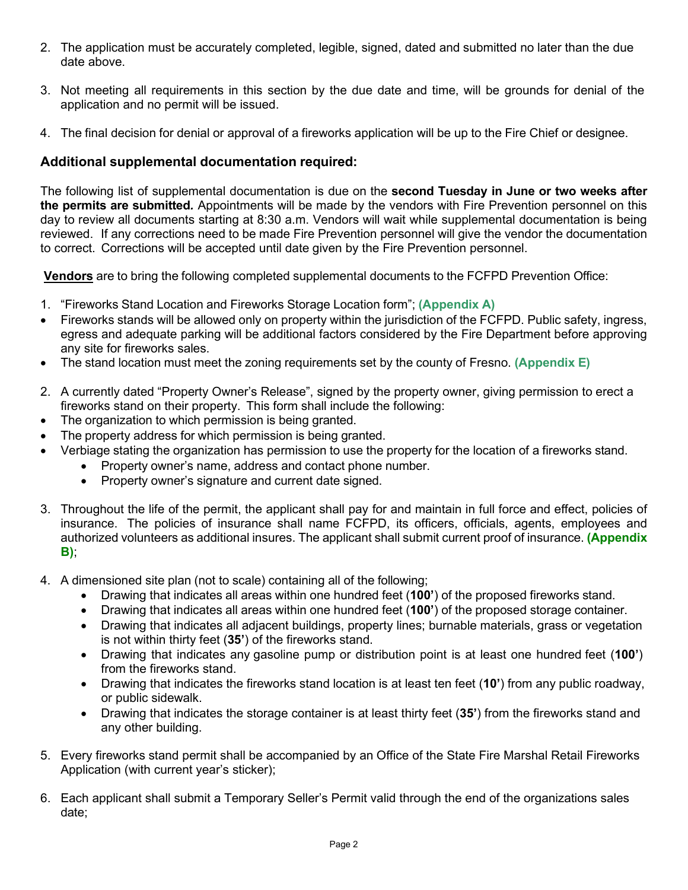2. The application must be accurately completed, legible, signed, dated and submitted no later than the due date above.

3. Not meeting all requirements in this section by the due date and time, will be grounds for denial of the application and no permit will be issued.

4. The final decision for denial or approval of a fireworks application will be up to the Fire Chief or designee.

## Additional supplemental documentation required:

The following list of supplemental documentation is due on the **second Tuesday in June or two weeks after the permits are submitted.** Appointments will be made by the vendors with Fire Prevention personnel on this day to review all documents starting at 8:30 a.m. Vendors will wait while supplemental documentation is being reviewed. If any corrections need to be made Fire Prevention personnel will give the vendor the documentation to correct. Corrections will be accepted until date given by the Fire Prevention personnel.

**Vendors** are to bring the following completed supplemental documents to the FCFPD Prevention Office:

1. "Fireworks Stand Location and Fireworks Storage Location form"; **(Appendix A)**
- Fireworks stands will be allowed only on property within the jurisdiction of the FCFPD. Public safety, ingress, egress and adequate parking will be additional factors considered by the Fire Department before approving any site for fireworks sales.
- The stand location must meet the zoning requirements set by the county of Fresno. **(Appendix E)**

2. A currently dated "Property Owner's Release", signed by the property owner, giving permission to erect a fireworks stand on their property. This form shall include the following:
- The organization to which permission is being granted.
- The property address for which permission is being granted.
- Verbiage stating the organization has permission to use the property for the location of a fireworks stand.
  - Property owner's name, address and contact phone number.
  - Property owner's signature and current date signed.

3. Throughout the life of the permit, the applicant shall pay for and maintain in full force and effect, policies of insurance. The policies of insurance shall name FCFPD, its officers, officials, agents, employees and authorized volunteers as additional insures. The applicant shall submit current proof of insurance. **(Appendix B)**;

4. A dimensioned site plan (not to scale) containing all of the following;
   - Drawing that indicates all areas within one hundred feet (**100'**) of the proposed fireworks stand.
   - Drawing that indicates all areas within one hundred feet (**100'**) of the proposed storage container.
   - Drawing that indicates all adjacent buildings, property lines; burnable materials, grass or vegetation is not within thirty feet (**35'**) of the fireworks stand.
   - Drawing that indicates any gasoline pump or distribution point is at least one hundred feet (**100'**) from the fireworks stand.
   - Drawing that indicates the fireworks stand location is at least ten feet (**10'**) from any public roadway, or public sidewalk.
   - Drawing that indicates the storage container is at least thirty feet (**35'**) from the fireworks stand and any other building.

5. Every fireworks stand permit shall be accompanied by an Office of the State Fire Marshal Retail Fireworks Application (with current year's sticker);

6. Each applicant shall submit a Temporary Seller's Permit valid through the end of the organizations sales date;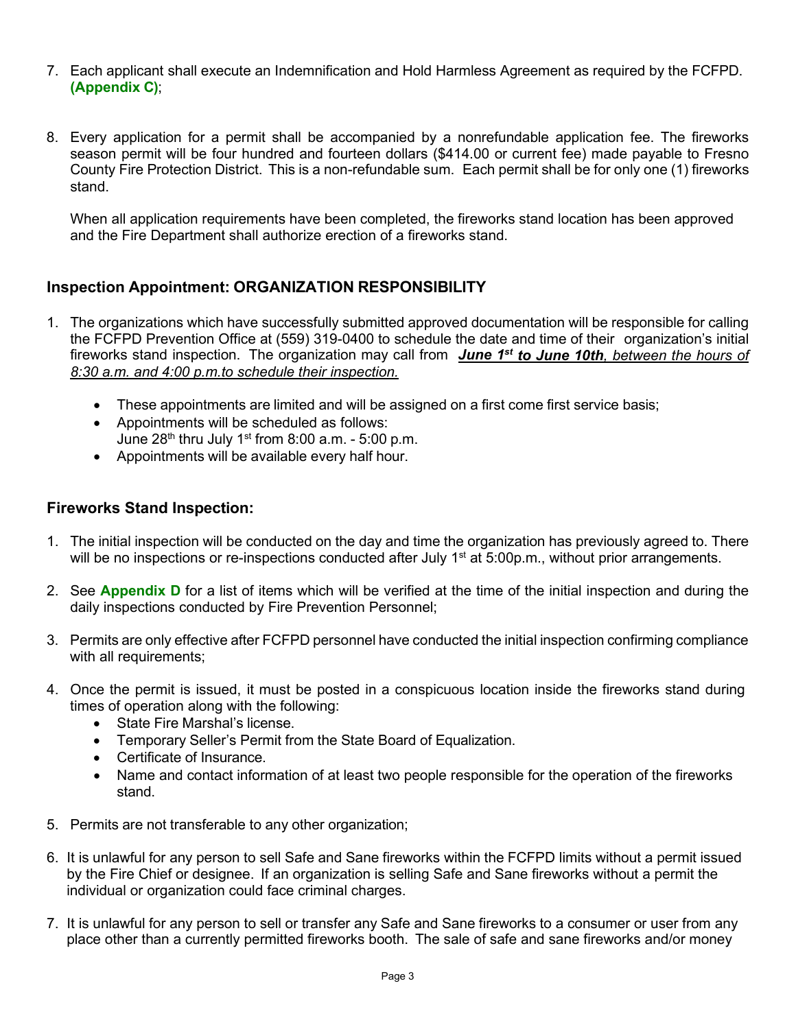7. Each applicant shall execute an Indemnification and Hold Harmless Agreement as required by the FCFPD. **(Appendix C)**;

8. Every application for a permit shall be accompanied by a nonrefundable application fee. The fireworks season permit will be four hundred and fourteen dollars ($414.00 or current fee) made payable to Fresno County Fire Protection District. This is a non-refundable sum. Each permit shall be for only one (1) fireworks stand.

   When all application requirements have been completed, the fireworks stand location has been approved and the Fire Department shall authorize erection of a fireworks stand.

## Inspection Appointment: ORGANIZATION RESPONSIBILITY

1. The organizations which have successfully submitted approved documentation will be responsible for calling the FCFPD Prevention Office at (559) 319-0400 to schedule the date and time of their organization's initial fireworks stand inspection. The organization may call from ***June 1st to June 10th****, between the hours of 8:30 a.m. and 4:00 p.m.to schedule their inspection.*
   - These appointments are limited and will be assigned on a first come first service basis;
   - Appointments will be scheduled as follows: June 28th thru July 1st from 8:00 a.m. - 5:00 p.m.
   - Appointments will be available every half hour.

## Fireworks Stand Inspection:

1. The initial inspection will be conducted on the day and time the organization has previously agreed to. There will be no inspections or re-inspections conducted after July 1st at 5:00p.m., without prior arrangements.

2. See **Appendix D** for a list of items which will be verified at the time of the initial inspection and during the daily inspections conducted by Fire Prevention Personnel;

3. Permits are only effective after FCFPD personnel have conducted the initial inspection confirming compliance with all requirements;

4. Once the permit is issued, it must be posted in a conspicuous location inside the fireworks stand during times of operation along with the following:
   - State Fire Marshal's license.
   - Temporary Seller's Permit from the State Board of Equalization.
   - Certificate of Insurance.
   - Name and contact information of at least two people responsible for the operation of the fireworks stand.

5. Permits are not transferable to any other organization;

6. It is unlawful for any person to sell Safe and Sane fireworks within the FCFPD limits without a permit issued by the Fire Chief or designee. If an organization is selling Safe and Sane fireworks without a permit the individual or organization could face criminal charges.

7. It is unlawful for any person to sell or transfer any Safe and Sane fireworks to a consumer or user from any place other than a currently permitted fireworks booth. The sale of safe and sane fireworks and/or money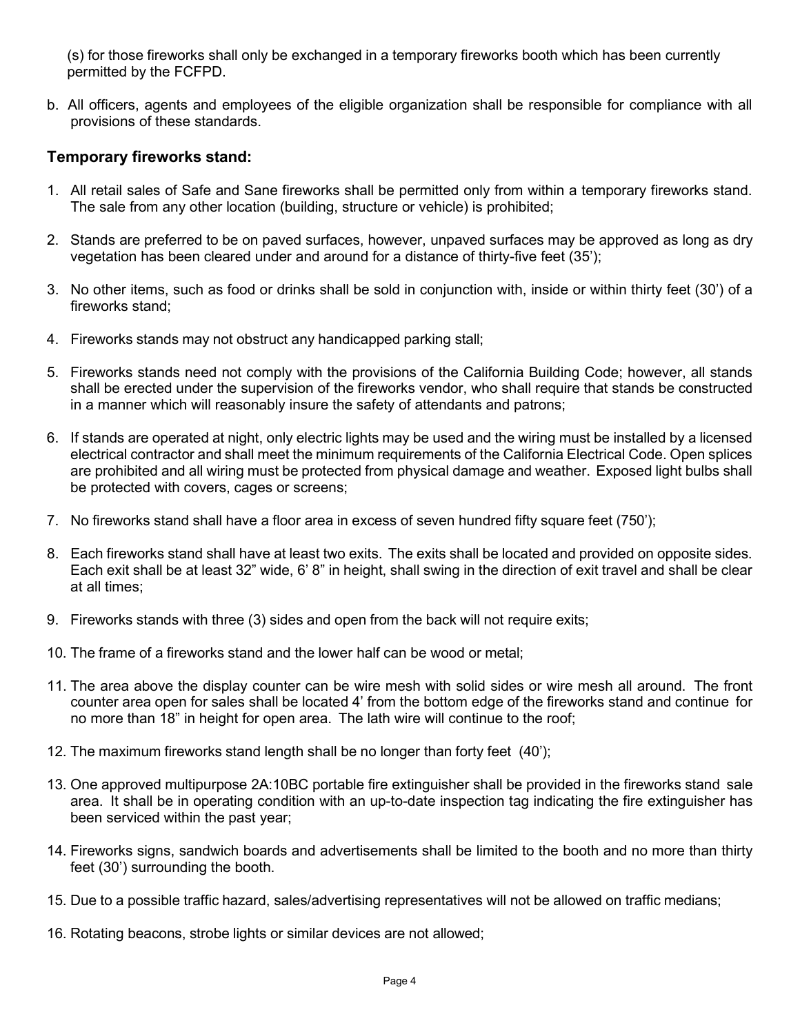(s) for those fireworks shall only be exchanged in a temporary fireworks booth which has been currently permitted by the FCFPD.

b. All officers, agents and employees of the eligible organization shall be responsible for compliance with all provisions of these standards.

### Temporary fireworks stand:

1. All retail sales of Safe and Sane fireworks shall be permitted only from within a temporary fireworks stand. The sale from any other location (building, structure or vehicle) is prohibited;

2. Stands are preferred to be on paved surfaces, however, unpaved surfaces may be approved as long as dry vegetation has been cleared under and around for a distance of thirty-five feet (35');

3. No other items, such as food or drinks shall be sold in conjunction with, inside or within thirty feet (30') of a fireworks stand;

4. Fireworks stands may not obstruct any handicapped parking stall;

5. Fireworks stands need not comply with the provisions of the California Building Code; however, all stands shall be erected under the supervision of the fireworks vendor, who shall require that stands be constructed in a manner which will reasonably insure the safety of attendants and patrons;

6. If stands are operated at night, only electric lights may be used and the wiring must be installed by a licensed electrical contractor and shall meet the minimum requirements of the California Electrical Code. Open splices are prohibited and all wiring must be protected from physical damage and weather. Exposed light bulbs shall be protected with covers, cages or screens;

7. No fireworks stand shall have a floor area in excess of seven hundred fifty square feet (750');

8. Each fireworks stand shall have at least two exits. The exits shall be located and provided on opposite sides. Each exit shall be at least 32" wide, 6' 8" in height, shall swing in the direction of exit travel and shall be clear at all times;

9. Fireworks stands with three (3) sides and open from the back will not require exits;

10. The frame of a fireworks stand and the lower half can be wood or metal;

11. The area above the display counter can be wire mesh with solid sides or wire mesh all around. The front counter area open for sales shall be located 4' from the bottom edge of the fireworks stand and continue for no more than 18" in height for open area. The lath wire will continue to the roof;

12. The maximum fireworks stand length shall be no longer than forty feet (40');

13. One approved multipurpose 2A:10BC portable fire extinguisher shall be provided in the fireworks stand sale area. It shall be in operating condition with an up-to-date inspection tag indicating the fire extinguisher has been serviced within the past year;

14. Fireworks signs, sandwich boards and advertisements shall be limited to the booth and no more than thirty feet (30') surrounding the booth.

15. Due to a possible traffic hazard, sales/advertising representatives will not be allowed on traffic medians;

16. Rotating beacons, strobe lights or similar devices are not allowed;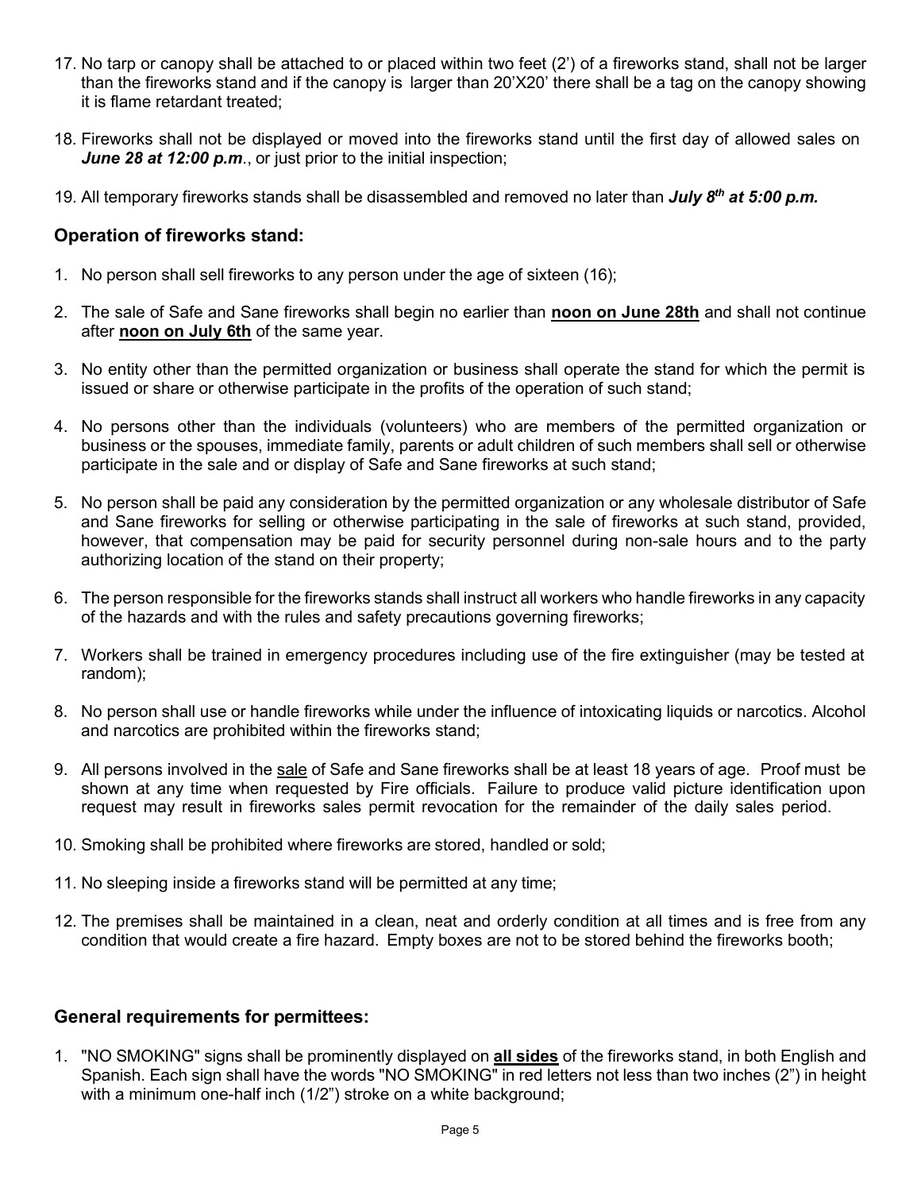17. No tarp or canopy shall be attached to or placed within two feet (2') of a fireworks stand, shall not be larger than the fireworks stand and if the canopy is larger than 20'X20' there shall be a tag on the canopy showing it is flame retardant treated;

18. Fireworks shall not be displayed or moved into the fireworks stand until the first day of allowed sales on ***June 28 at 12:00 p.m***., or just prior to the initial inspection;

19. All temporary fireworks stands shall be disassembled and removed no later than ***July 8th at 5:00 p.m.***

### Operation of fireworks stand:

1. No person shall sell fireworks to any person under the age of sixteen (16);

2. The sale of Safe and Sane fireworks shall begin no earlier than **noon on June 28th** and shall not continue after **noon on July 6th** of the same year.

3. No entity other than the permitted organization or business shall operate the stand for which the permit is issued or share or otherwise participate in the profits of the operation of such stand;

4. No persons other than the individuals (volunteers) who are members of the permitted organization or business or the spouses, immediate family, parents or adult children of such members shall sell or otherwise participate in the sale and or display of Safe and Sane fireworks at such stand;

5. No person shall be paid any consideration by the permitted organization or any wholesale distributor of Safe and Sane fireworks for selling or otherwise participating in the sale of fireworks at such stand, provided, however, that compensation may be paid for security personnel during non-sale hours and to the party authorizing location of the stand on their property;

6. The person responsible for the fireworks stands shall instruct all workers who handle fireworks in any capacity of the hazards and with the rules and safety precautions governing fireworks;

7. Workers shall be trained in emergency procedures including use of the fire extinguisher (may be tested at random);

8. No person shall use or handle fireworks while under the influence of intoxicating liquids or narcotics. Alcohol and narcotics are prohibited within the fireworks stand;

9. All persons involved in the sale of Safe and Sane fireworks shall be at least 18 years of age. Proof must be shown at any time when requested by Fire officials. Failure to produce valid picture identification upon request may result in fireworks sales permit revocation for the remainder of the daily sales period.

10. Smoking shall be prohibited where fireworks are stored, handled or sold;

11. No sleeping inside a fireworks stand will be permitted at any time;

12. The premises shall be maintained in a clean, neat and orderly condition at all times and is free from any condition that would create a fire hazard. Empty boxes are not to be stored behind the fireworks booth;

### General requirements for permittees:

1. "NO SMOKING" signs shall be prominently displayed on **all sides** of the fireworks stand, in both English and Spanish. Each sign shall have the words "NO SMOKING" in red letters not less than two inches (2") in height with a minimum one-half inch (1/2") stroke on a white background;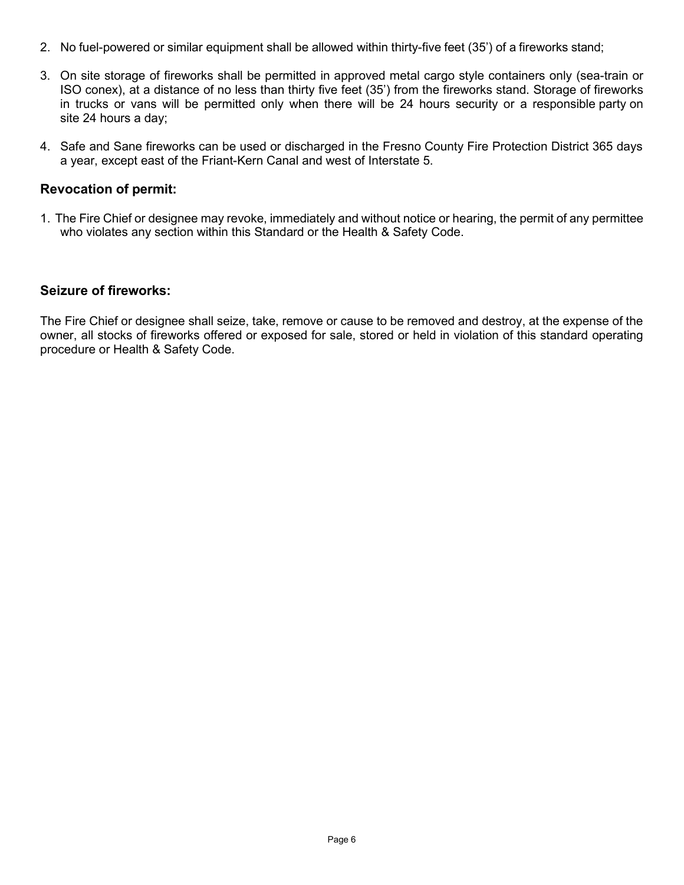2. No fuel-powered or similar equipment shall be allowed within thirty-five feet (35') of a fireworks stand;

3. On site storage of fireworks shall be permitted in approved metal cargo style containers only (sea-train or ISO conex), at a distance of no less than thirty five feet (35') from the fireworks stand. Storage of fireworks in trucks or vans will be permitted only when there will be 24 hours security or a responsible party on site 24 hours a day;

4. Safe and Sane fireworks can be used or discharged in the Fresno County Fire Protection District 365 days a year, except east of the Friant-Kern Canal and west of Interstate 5.

### Revocation of permit:

1. The Fire Chief or designee may revoke, immediately and without notice or hearing, the permit of any permittee who violates any section within this Standard or the Health & Safety Code.

### Seizure of fireworks:

The Fire Chief or designee shall seize, take, remove or cause to be removed and destroy, at the expense of the owner, all stocks of fireworks offered or exposed for sale, stored or held in violation of this standard operating procedure or Health & Safety Code.